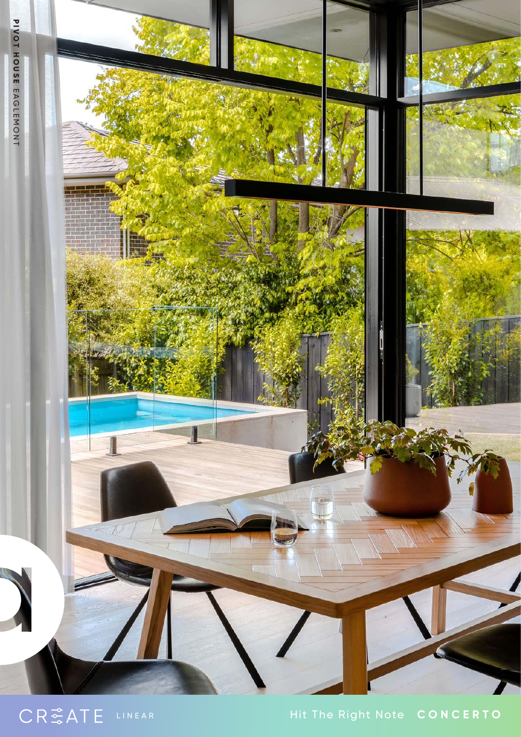PIVOT HOUSE EAGLEMONT

CREATE LINEAR

Hit The Right Note **CONCERTO**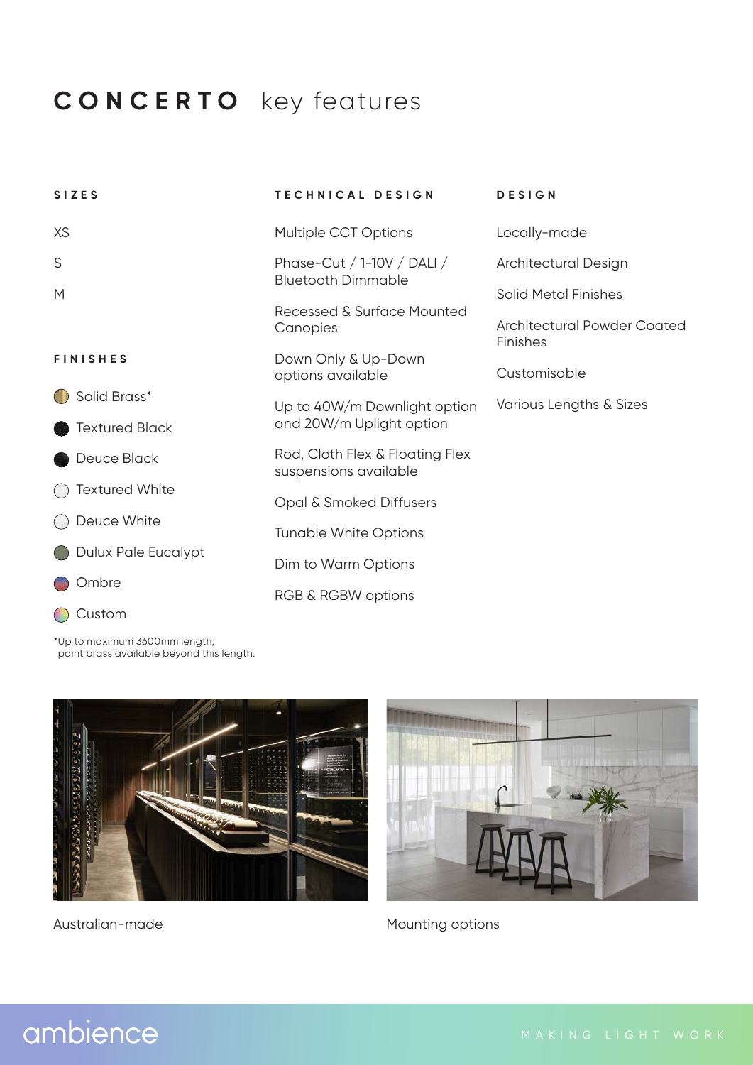# CONCERTO key features

## SIZES

XS

S

M

## FINISHES

- Solid Brass*
- Textured Black
- Deuce Black
- Textured White
- Deuce White
- Dulux Pale Eucalypt
- Ombre
- Custom

*Up to maximum 3600mm length; paint brass available beyond this length.

## TECHNICAL DESIGN

Multiple CCT Options

Phase-Cut / 1-10V / DALI / Bluetooth Dimmable

Recessed & Surface Mounted Canopies

Down Only & Up-Down options available

Up to 40W/m Downlight option and 20W/m Uplight option

Rod, Cloth Flex & Floating Flex suspensions available

Opal & Smoked Diffusers

Tunable White Options

Dim to Warm Options

RGB & RGBW options

## DESIGN

Locally-made

Architectural Design

Solid Metal Finishes

Architectural Powder Coated Finishes

Customisable

Various Lengths & Sizes

Australian-made

Mounting options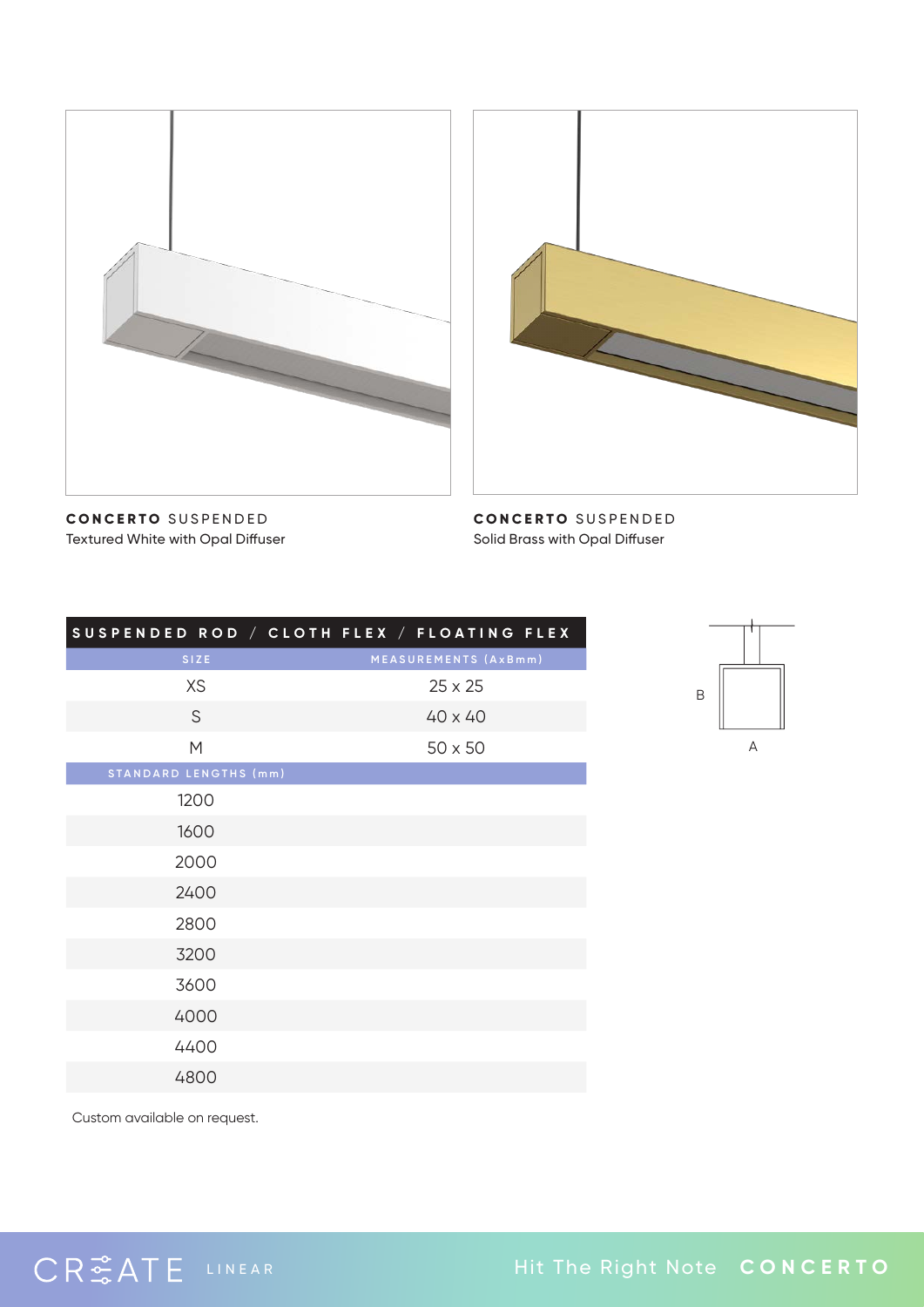**CONCERTO** SUSPENDED
Textured White with Opal Diffuser

**CONCERTO** SUSPENDED
Solid Brass with Opal Diffuser

| SUSPENDED ROD / CLOTH FLEX / FLOATING FLEX | |
|---|---|
| SIZE | MEASUREMENTS (AxBmm) |
| XS | 25 x 25 |
| S | 40 x 40 |
| M | 50 x 50 |
| STANDARD LENGTHS (mm) | |
| 1200 | |
| 1600 | |
| 2000 | |
| 2400 | |
| 2800 | |
| 3200 | |
| 3600 | |
| 4000 | |
| 4400 | |
| 4800 | |

Custom available on request.

B

A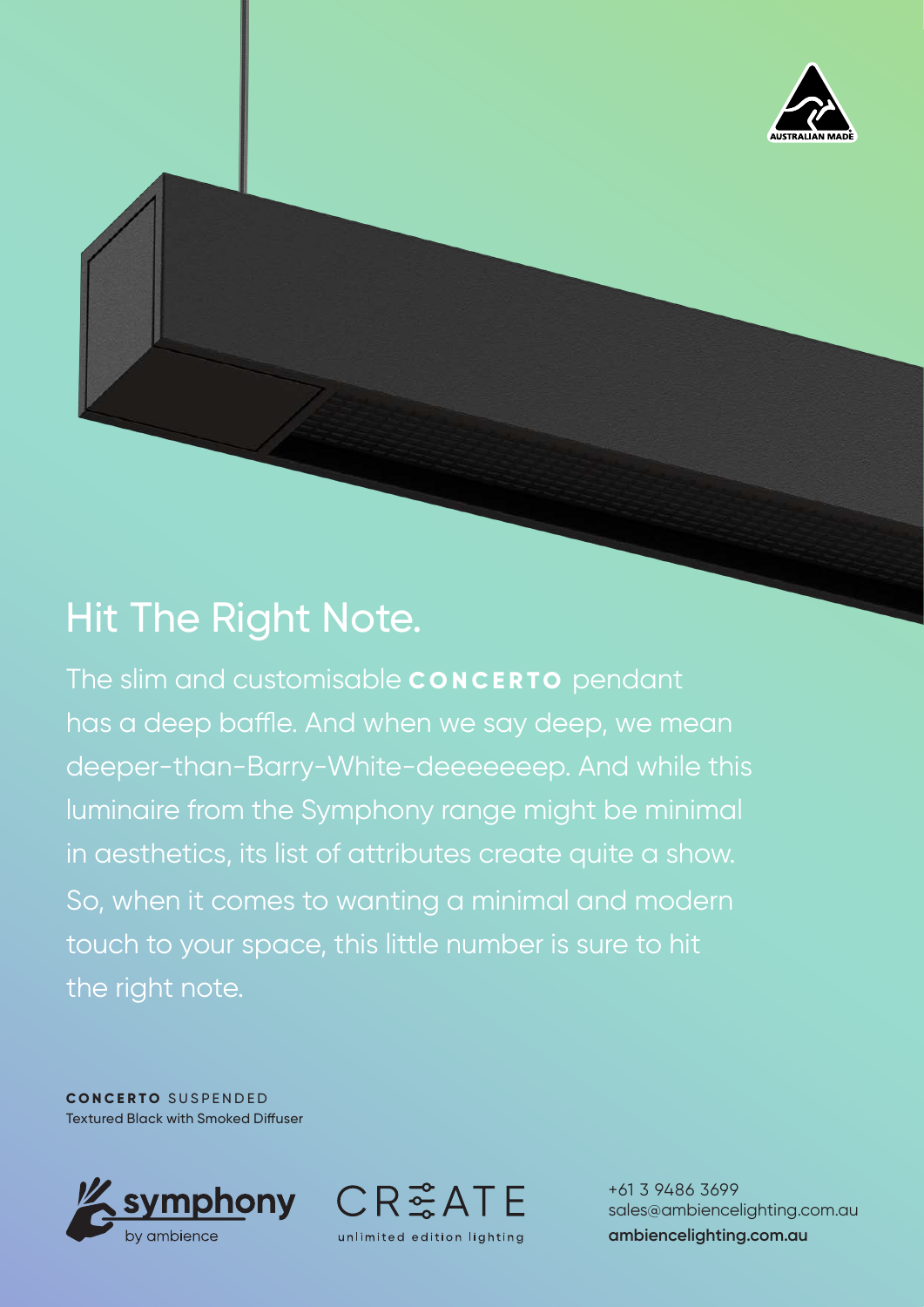AUSTRALIAN MADE

# Hit The Right Note.

The slim and customisable **CONCERTO** pendant has a deep baffle. And when we say deep, we mean deeper-than-Barry-White-deeeeeeep. And while this luminaire from the Symphony range might be minimal in aesthetics, its list of attributes create quite a show. So, when it comes to wanting a minimal and modern touch to your space, this little number is sure to hit the right note.

**CONCERTO** SUSPENDED
Textured Black with Smoked Diffuser

symphony by ambience

CREATE unlimited edition lighting

+61 3 9486 3699
sales@ambiencelighting.com.au
**ambiencelighting.com.au**